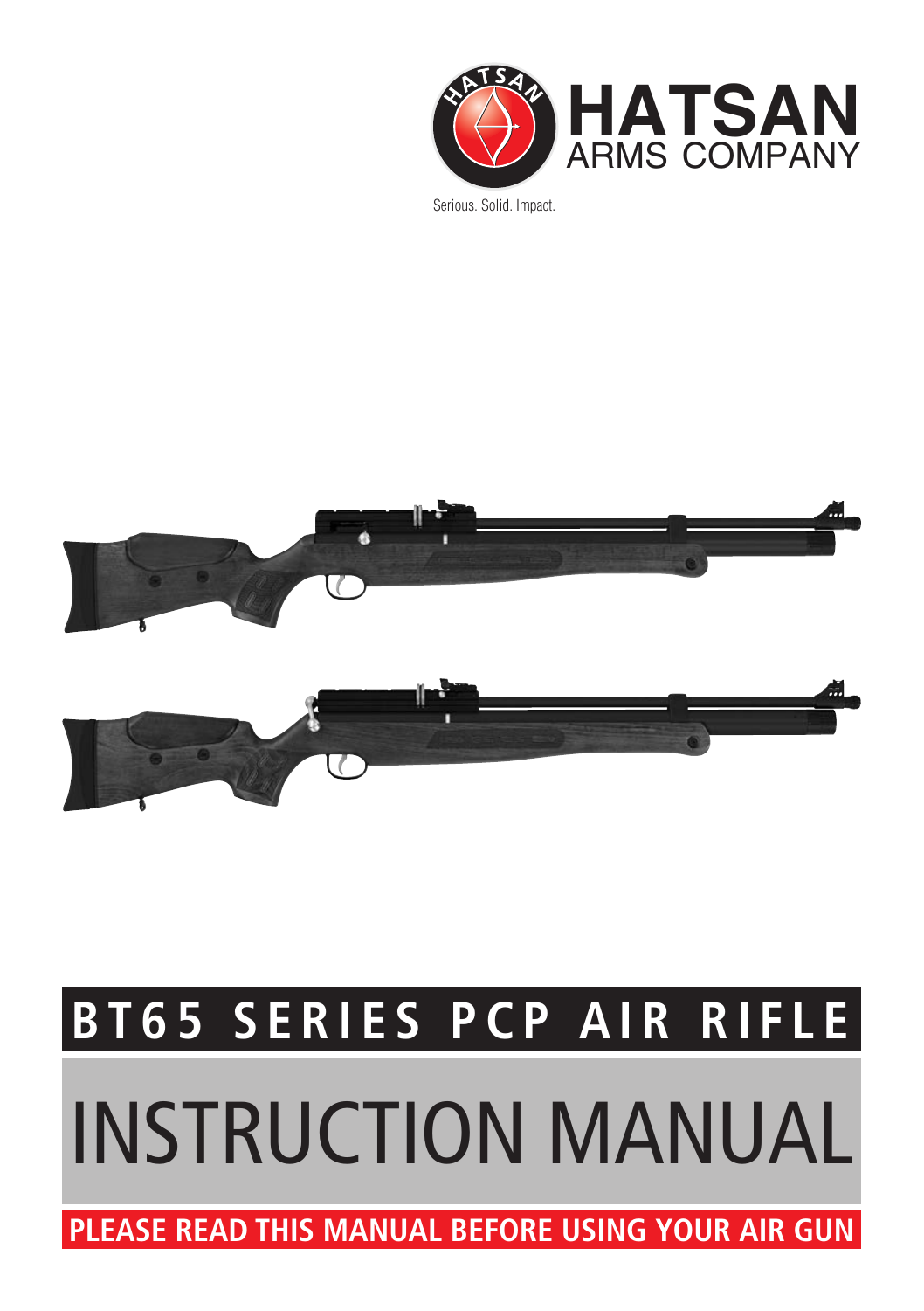HATSAN
ARMS COMPANY

Serious. Solid. Impact.

# BT65 SERIES PCP AIR RIFLE

# INSTRUCTION MANUAL

**PLEASE READ THIS MANUAL BEFORE USING YOUR AIR GUN**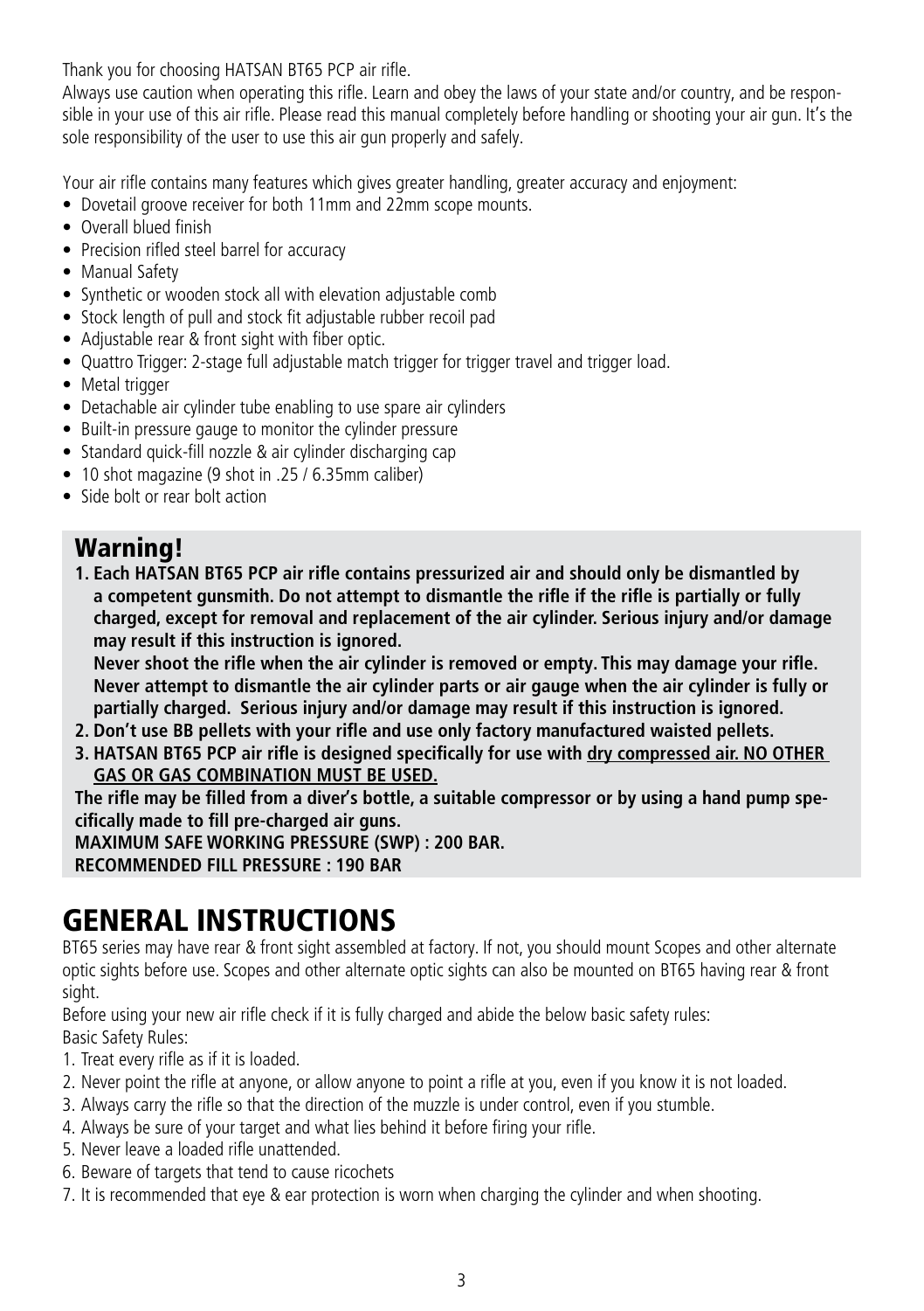Thank you for choosing HATSAN BT65 PCP air rifle.

Always use caution when operating this rifle. Learn and obey the laws of your state and/or country, and be responsible in your use of this air rifle. Please read this manual completely before handling or shooting your air gun. It's the sole responsibility of the user to use this air gun properly and safely.

Your air rifle contains many features which gives greater handling, greater accuracy and enjoyment:

- Dovetail groove receiver for both 11mm and 22mm scope mounts.
- Overall blued finish
- Precision rifled steel barrel for accuracy
- Manual Safety
- Synthetic or wooden stock all with elevation adjustable comb
- Stock length of pull and stock fit adjustable rubber recoil pad
- Adjustable rear & front sight with fiber optic.
- Quattro Trigger: 2-stage full adjustable match trigger for trigger travel and trigger load.
- Metal trigger
- Detachable air cylinder tube enabling to use spare air cylinders
- Built-in pressure gauge to monitor the cylinder pressure
- Standard quick-fill nozzle & air cylinder discharging cap
- 10 shot magazine (9 shot in .25 / 6.35mm caliber)
- Side bolt or rear bolt action

## Warning!

1. **Each HATSAN BT65 PCP air rifle contains pressurized air and should only be dismantled by a competent gunsmith. Do not attempt to dismantle the rifle if the rifle is partially or fully charged, except for removal and replacement of the air cylinder. Serious injury and/or damage may result if this instruction is ignored.**
   **Never shoot the rifle when the air cylinder is removed or empty. This may damage your rifle. Never attempt to dismantle the air cylinder parts or air gauge when the air cylinder is fully or partially charged. Serious injury and/or damage may result if this instruction is ignored.**
2. **Don't use BB pellets with your rifle and use only factory manufactured waisted pellets.**
3. **HATSAN BT65 PCP air rifle is designed specifically for use with dry compressed air. NO OTHER GAS OR GAS COMBINATION MUST BE USED.**

**The rifle may be filled from a diver's bottle, a suitable compressor or by using a hand pump specifically made to fill pre-charged air guns.**
**MAXIMUM SAFE WORKING PRESSURE (SWP) : 200 BAR.**
**RECOMMENDED FILL PRESSURE : 190 BAR**

# GENERAL INSTRUCTIONS

BT65 series may have rear & front sight assembled at factory. If not, you should mount Scopes and other alternate optic sights before use. Scopes and other alternate optic sights can also be mounted on BT65 having rear & front sight.

Before using your new air rifle check if it is fully charged and abide the below basic safety rules:
Basic Safety Rules:

1. Treat every rifle as if it is loaded.
2. Never point the rifle at anyone, or allow anyone to point a rifle at you, even if you know it is not loaded.
3. Always carry the rifle so that the direction of the muzzle is under control, even if you stumble.
4. Always be sure of your target and what lies behind it before firing your rifle.
5. Never leave a loaded rifle unattended.
6. Beware of targets that tend to cause ricochets
7. It is recommended that eye & ear protection is worn when charging the cylinder and when shooting.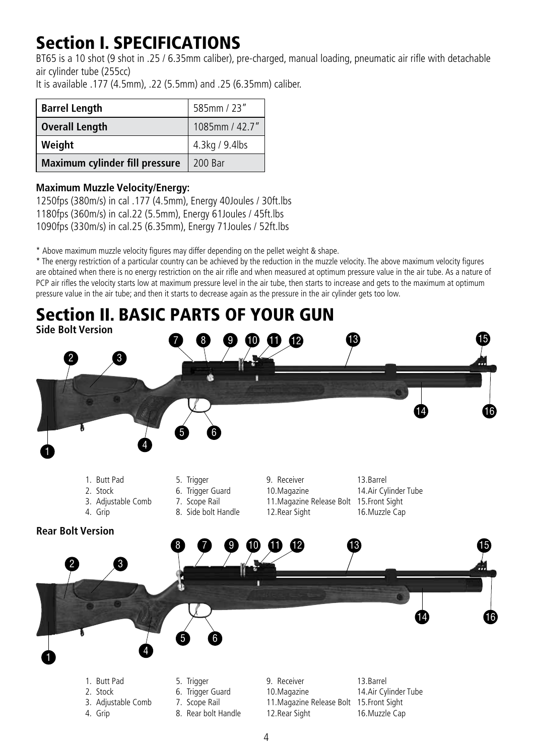# Section I. SPECIFICATIONS

BT65 is a 10 shot (9 shot in .25 / 6.35mm caliber), pre-charged, manual loading, pneumatic air rifle with detachable air cylinder tube (255cc)
It is available .177 (4.5mm), .22 (5.5mm) and .25 (6.35mm) caliber.

| | |
|---|---|
| **Barrel Length** | 585mm / 23" |
| **Overall Length** | 1085mm / 42.7" |
| **Weight** | 4.3kg / 9.4lbs |
| **Maximum cylinder fill pressure** | 200 Bar |

**Maximum Muzzle Velocity/Energy:**

1250fps (380m/s) in cal .177 (4.5mm), Energy 40Joules / 30ft.lbs
1180fps (360m/s) in cal.22 (5.5mm), Energy 61Joules / 45ft.lbs
1090fps (330m/s) in cal.25 (6.35mm), Energy 71Joules / 52ft.lbs

\* Above maximum muzzle velocity figures may differ depending on the pellet weight & shape.
\* The energy restriction of a particular country can be achieved by the reduction in the muzzle velocity. The above maximum velocity figures are obtained when there is no energy restriction on the air rifle and when measured at optimum pressure value in the air tube. As a nature of PCP air rifles the velocity starts low at maximum pressure level in the air tube, then starts to increase and gets to the maximum at optimum pressure value in the air tube; and then it starts to decrease again as the pressure in the air cylinder gets too low.

# Section II. BASIC PARTS OF YOUR GUN

**Side Bolt Version**

1. Butt Pad
2. Stock
3. Adjustable Comb
4. Grip
5. Trigger
6. Trigger Guard
7. Scope Rail
8. Side bolt Handle
9. Receiver
10. Magazine
11. Magazine Release Bolt
12. Rear Sight
13. Barrel
14. Air Cylinder Tube
15. Front Sight
16. Muzzle Cap

**Rear Bolt Version**

1. Butt Pad
2. Stock
3. Adjustable Comb
4. Grip
5. Trigger
6. Trigger Guard
7. Scope Rail
8. Rear bolt Handle
9. Receiver
10. Magazine
11. Magazine Release Bolt
12. Rear Sight
13. Barrel
14. Air Cylinder Tube
15. Front Sight
16. Muzzle Cap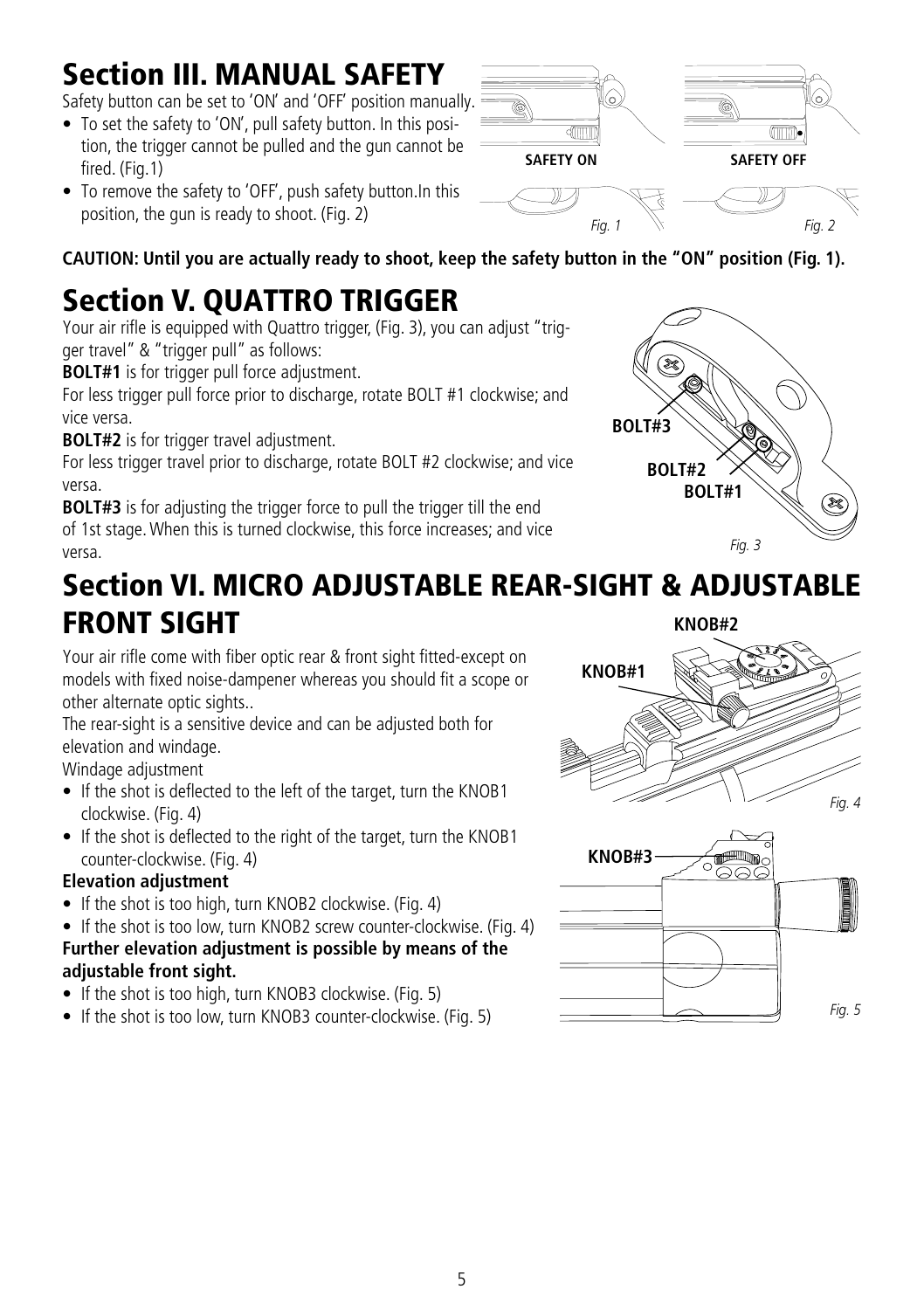# Section III. MANUAL SAFETY

Safety button can be set to 'ON' and 'OFF' position manually.

- To set the safety to 'ON', pull safety button. In this position, the trigger cannot be pulled and the gun cannot be fired. (Fig.1)
- To remove the safety to 'OFF', push safety button.In this position, the gun is ready to shoot. (Fig. 2)

SAFETY ON

*Fig. 1*

SAFETY OFF

*Fig. 2*

**CAUTION: Until you are actually ready to shoot, keep the safety button in the "ON" position (Fig. 1).**

# Section V. QUATTRO TRIGGER

Your air rifle is equipped with Quattro trigger, (Fig. 3), you can adjust "trigger travel" & "trigger pull" as follows:

**BOLT#1** is for trigger pull force adjustment.

For less trigger pull force prior to discharge, rotate BOLT #1 clockwise; and vice versa.

**BOLT#2** is for trigger travel adjustment.

For less trigger travel prior to discharge, rotate BOLT #2 clockwise; and vice versa.

**BOLT#3** is for adjusting the trigger force to pull the trigger till the end of 1st stage. When this is turned clockwise, this force increases; and vice versa.

BOLT#3

BOLT#2

BOLT#1

*Fig. 3*

# Section VI. MICRO ADJUSTABLE REAR-SIGHT & ADJUSTABLE FRONT SIGHT

Your air rifle come with fiber optic rear & front sight fitted-except on models with fixed noise-dampener whereas you should fit a scope or other alternate optic sights..

The rear-sight is a sensitive device and can be adjusted both for elevation and windage.

Windage adjustment

- If the shot is deflected to the left of the target, turn the KNOB1 clockwise. (Fig. 4)
- If the shot is deflected to the right of the target, turn the KNOB1 counter-clockwise. (Fig. 4)

**Elevation adjustment**

- If the shot is too high, turn KNOB2 clockwise. (Fig. 4)
- If the shot is too low, turn KNOB2 screw counter-clockwise. (Fig. 4)

**Further elevation adjustment is possible by means of the adjustable front sight.**

- If the shot is too high, turn KNOB3 clockwise. (Fig. 5)
- If the shot is too low, turn KNOB3 counter-clockwise. (Fig. 5)

KNOB#2

KNOB#1

*Fig. 4*

KNOB#3

*Fig. 5*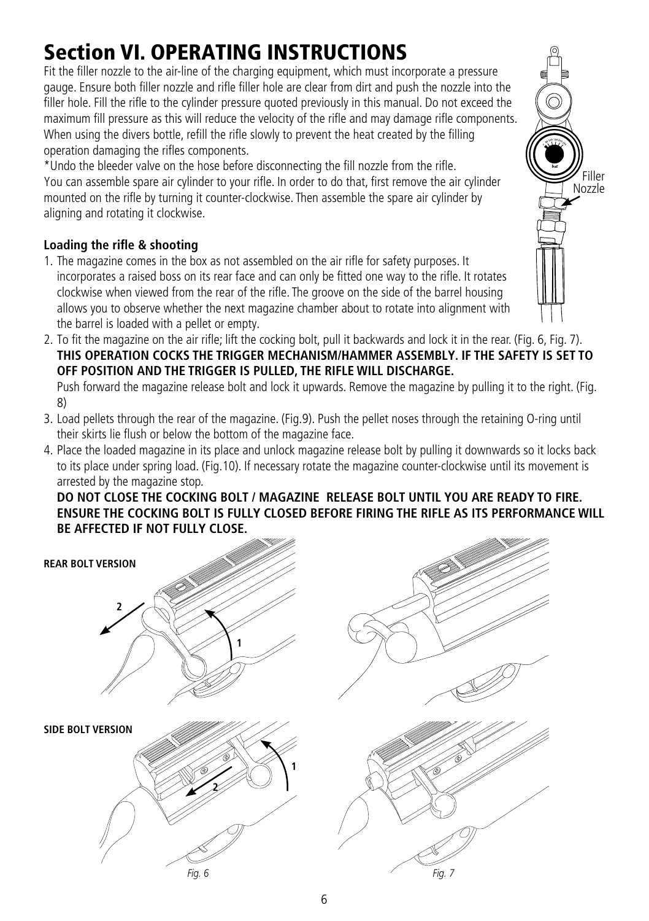# Section VI. OPERATING INSTRUCTIONS

Fit the filler nozzle to the air-line of the charging equipment, which must incorporate a pressure gauge. Ensure both filler nozzle and rifle filler hole are clear from dirt and push the nozzle into the filler hole. Fill the rifle to the cylinder pressure quoted previously in this manual. Do not exceed the maximum fill pressure as this will reduce the velocity of the rifle and may damage rifle components. When using the divers bottle, refill the rifle slowly to prevent the heat created by the filling operation damaging the rifles components.

*Undo the bleeder valve on the hose before disconnecting the fill nozzle from the rifle.

You can assemble spare air cylinder to your rifle. In order to do that, first remove the air cylinder mounted on the rifle by turning it counter-clockwise. Then assemble the spare air cylinder by aligning and rotating it clockwise.

Filler Nozzle

### Loading the rifle & shooting

1. The magazine comes in the box as not assembled on the air rifle for safety purposes. It incorporates a raised boss on its rear face and can only be fitted one way to the rifle. It rotates clockwise when viewed from the rear of the rifle. The groove on the side of the barrel housing allows you to observe whether the next magazine chamber about to rotate into alignment with the barrel is loaded with a pellet or empty.
2. To fit the magazine on the air rifle; lift the cocking bolt, pull it backwards and lock it in the rear. (Fig. 6, Fig. 7). **THIS OPERATION COCKS THE TRIGGER MECHANISM/HAMMER ASSEMBLY. IF THE SAFETY IS SET TO OFF POSITION AND THE TRIGGER IS PULLED, THE RIFLE WILL DISCHARGE.**
   Push forward the magazine release bolt and lock it upwards. Remove the magazine by pulling it to the right. (Fig. 8)
3. Load pellets through the rear of the magazine. (Fig.9). Push the pellet noses through the retaining O-ring until their skirts lie flush or below the bottom of the magazine face.
4. Place the loaded magazine in its place and unlock magazine release bolt by pulling it downwards so it locks back to its place under spring load. (Fig.10). If necessary rotate the magazine counter-clockwise until its movement is arrested by the magazine stop.
   **DO NOT CLOSE THE COCKING BOLT / MAGAZINE RELEASE BOLT UNTIL YOU ARE READY TO FIRE. ENSURE THE COCKING BOLT IS FULLY CLOSED BEFORE FIRING THE RIFLE AS ITS PERFORMANCE WILL BE AFFECTED IF NOT FULLY CLOSE.**

**REAR BOLT VERSION**

**SIDE BOLT VERSION**

*Fig. 6*

*Fig. 7*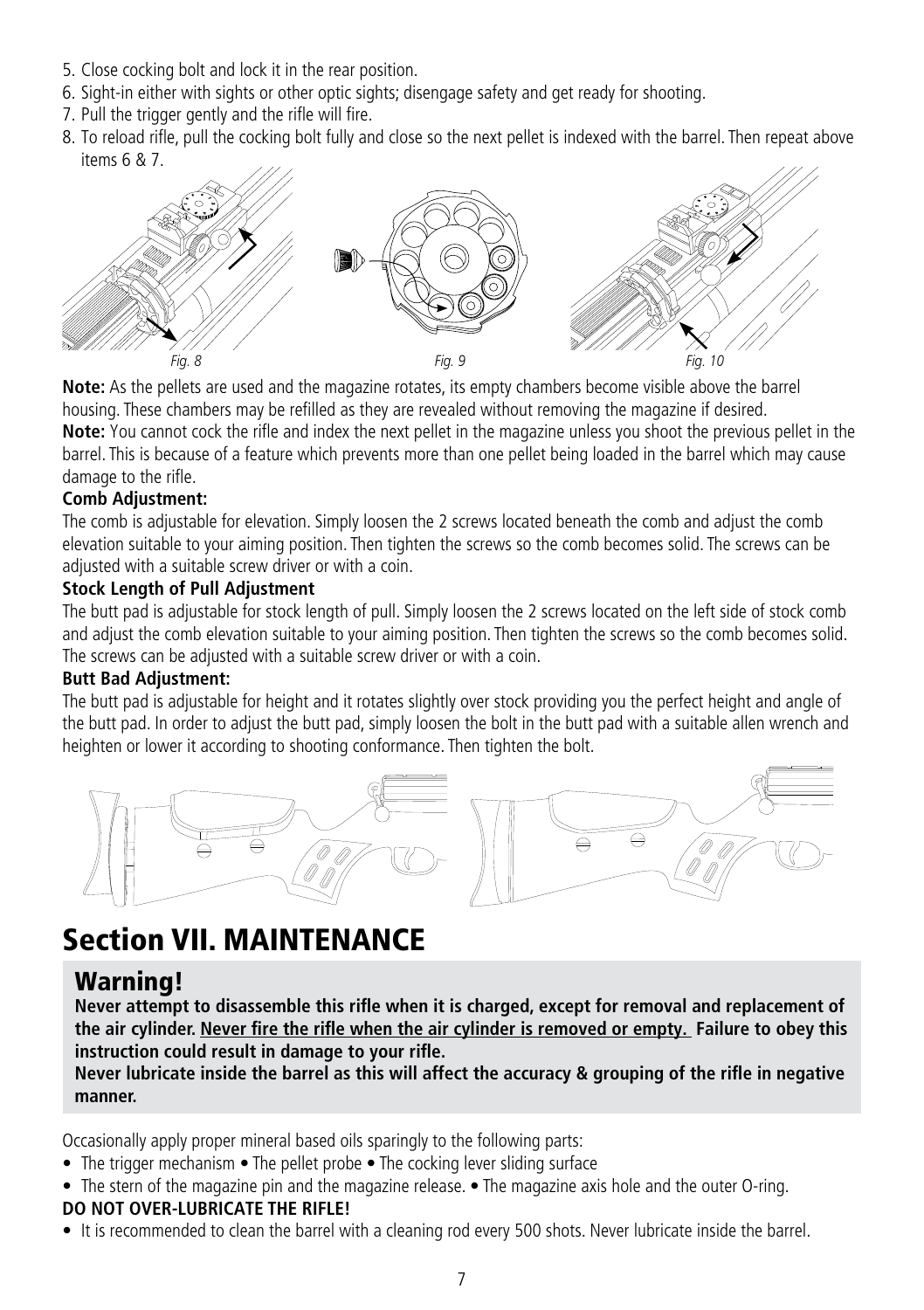5. Close cocking bolt and lock it in the rear position.
6. Sight-in either with sights or other optic sights; disengage safety and get ready for shooting.
7. Pull the trigger gently and the rifle will fire.
8. To reload rifle, pull the cocking bolt fully and close so the next pellet is indexed with the barrel. Then repeat above items 6 & 7.

*Fig. 8* *Fig. 9* *Fig. 10*

**Note:** As the pellets are used and the magazine rotates, its empty chambers become visible above the barrel housing. These chambers may be refilled as they are revealed without removing the magazine if desired.

**Note:** You cannot cock the rifle and index the next pellet in the magazine unless you shoot the previous pellet in the barrel. This is because of a feature which prevents more than one pellet being loaded in the barrel which may cause damage to the rifle.

**Comb Adjustment:**

The comb is adjustable for elevation. Simply loosen the 2 screws located beneath the comb and adjust the comb elevation suitable to your aiming position. Then tighten the screws so the comb becomes solid. The screws can be adjusted with a suitable screw driver or with a coin.

**Stock Length of Pull Adjustment**

The butt pad is adjustable for stock length of pull. Simply loosen the 2 screws located on the left side of stock comb and adjust the comb elevation suitable to your aiming position. Then tighten the screws so the comb becomes solid. The screws can be adjusted with a suitable screw driver or with a coin.

**Butt Bad Adjustment:**

The butt pad is adjustable for height and it rotates slightly over stock providing you the perfect height and angle of the butt pad. In order to adjust the butt pad, simply loosen the bolt in the butt pad with a suitable allen wrench and heighten or lower it according to shooting conformance. Then tighten the bolt.

# Section VII. MAINTENANCE

## Warning!

**Never attempt to disassemble this rifle when it is charged, except for removal and replacement of the air cylinder. <u>Never fire the rifle when the air cylinder is removed or empty.</u> Failure to obey this instruction could result in damage to your rifle.**

**Never lubricate inside the barrel as this will affect the accuracy & grouping of the rifle in negative manner.**

Occasionally apply proper mineral based oils sparingly to the following parts:

- The trigger mechanism • The pellet probe • The cocking lever sliding surface
- The stern of the magazine pin and the magazine release. • The magazine axis hole and the outer O-ring.

**DO NOT OVER-LUBRICATE THE RIFLE!**

- It is recommended to clean the barrel with a cleaning rod every 500 shots. Never lubricate inside the barrel.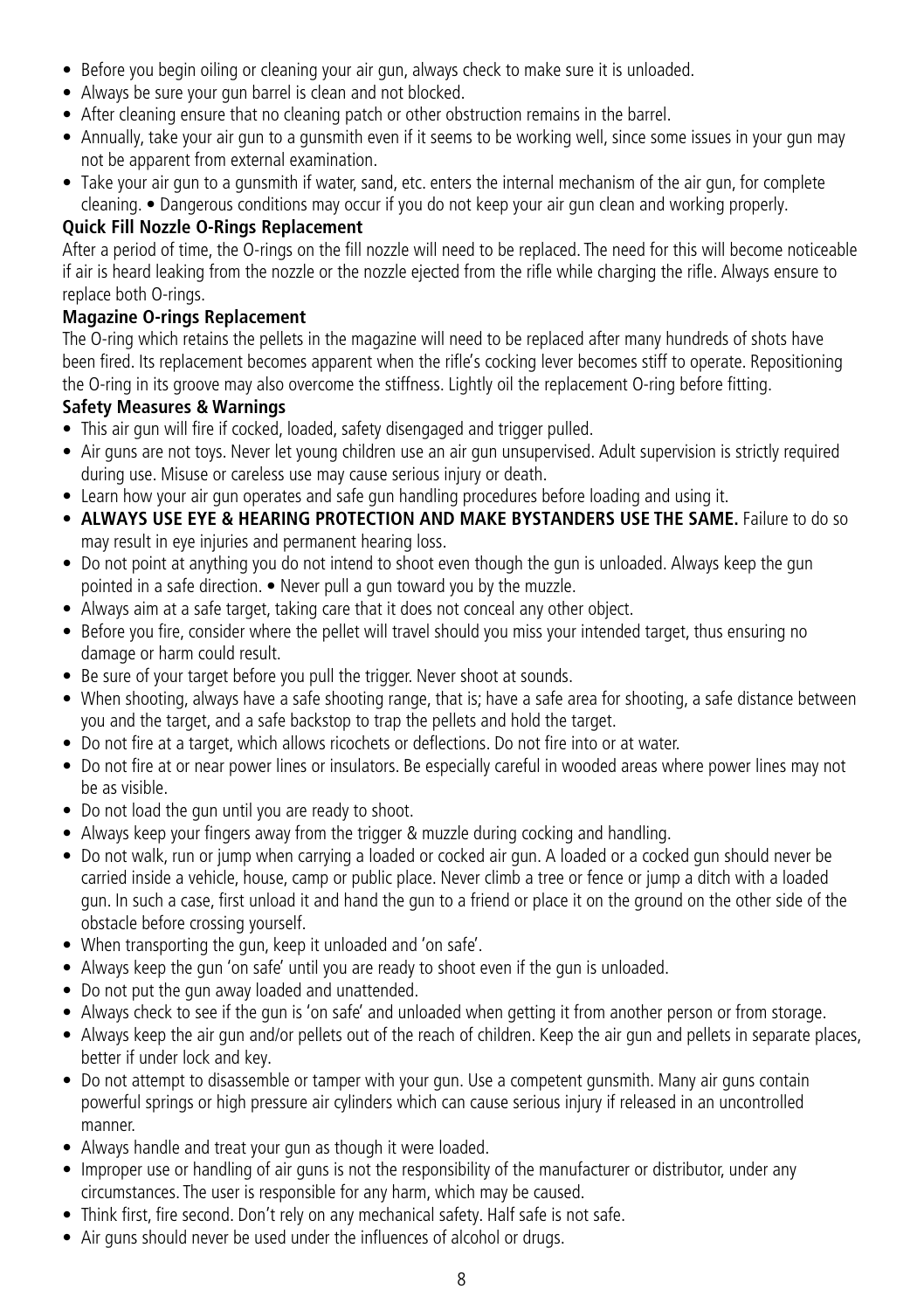- Before you begin oiling or cleaning your air gun, always check to make sure it is unloaded.
- Always be sure your gun barrel is clean and not blocked.
- After cleaning ensure that no cleaning patch or other obstruction remains in the barrel.
- Annually, take your air gun to a gunsmith even if it seems to be working well, since some issues in your gun may not be apparent from external examination.
- Take your air gun to a gunsmith if water, sand, etc. enters the internal mechanism of the air gun, for complete cleaning. • Dangerous conditions may occur if you do not keep your air gun clean and working properly.

**Quick Fill Nozzle O-Rings Replacement**

After a period of time, the O-rings on the fill nozzle will need to be replaced. The need for this will become noticeable if air is heard leaking from the nozzle or the nozzle ejected from the rifle while charging the rifle. Always ensure to replace both O-rings.

**Magazine O-rings Replacement**

The O-ring which retains the pellets in the magazine will need to be replaced after many hundreds of shots have been fired. Its replacement becomes apparent when the rifle's cocking lever becomes stiff to operate. Repositioning the O-ring in its groove may also overcome the stiffness. Lightly oil the replacement O-ring before fitting.

**Safety Measures & Warnings**

- This air gun will fire if cocked, loaded, safety disengaged and trigger pulled.
- Air guns are not toys. Never let young children use an air gun unsupervised. Adult supervision is strictly required during use. Misuse or careless use may cause serious injury or death.
- Learn how your air gun operates and safe gun handling procedures before loading and using it.
- **ALWAYS USE EYE & HEARING PROTECTION AND MAKE BYSTANDERS USE THE SAME.** Failure to do so may result in eye injuries and permanent hearing loss.
- Do not point at anything you do not intend to shoot even though the gun is unloaded. Always keep the gun pointed in a safe direction. • Never pull a gun toward you by the muzzle.
- Always aim at a safe target, taking care that it does not conceal any other object.
- Before you fire, consider where the pellet will travel should you miss your intended target, thus ensuring no damage or harm could result.
- Be sure of your target before you pull the trigger. Never shoot at sounds.
- When shooting, always have a safe shooting range, that is; have a safe area for shooting, a safe distance between you and the target, and a safe backstop to trap the pellets and hold the target.
- Do not fire at a target, which allows ricochets or deflections. Do not fire into or at water.
- Do not fire at or near power lines or insulators. Be especially careful in wooded areas where power lines may not be as visible.
- Do not load the gun until you are ready to shoot.
- Always keep your fingers away from the trigger & muzzle during cocking and handling.
- Do not walk, run or jump when carrying a loaded or cocked air gun. A loaded or a cocked gun should never be carried inside a vehicle, house, camp or public place. Never climb a tree or fence or jump a ditch with a loaded gun. In such a case, first unload it and hand the gun to a friend or place it on the ground on the other side of the obstacle before crossing yourself.
- When transporting the gun, keep it unloaded and 'on safe'.
- Always keep the gun 'on safe' until you are ready to shoot even if the gun is unloaded.
- Do not put the gun away loaded and unattended.
- Always check to see if the gun is 'on safe' and unloaded when getting it from another person or from storage.
- Always keep the air gun and/or pellets out of the reach of children. Keep the air gun and pellets in separate places, better if under lock and key.
- Do not attempt to disassemble or tamper with your gun. Use a competent gunsmith. Many air guns contain powerful springs or high pressure air cylinders which can cause serious injury if released in an uncontrolled manner.
- Always handle and treat your gun as though it were loaded.
- Improper use or handling of air guns is not the responsibility of the manufacturer or distributor, under any circumstances. The user is responsible for any harm, which may be caused.
- Think first, fire second. Don't rely on any mechanical safety. Half safe is not safe.
- Air guns should never be used under the influences of alcohol or drugs.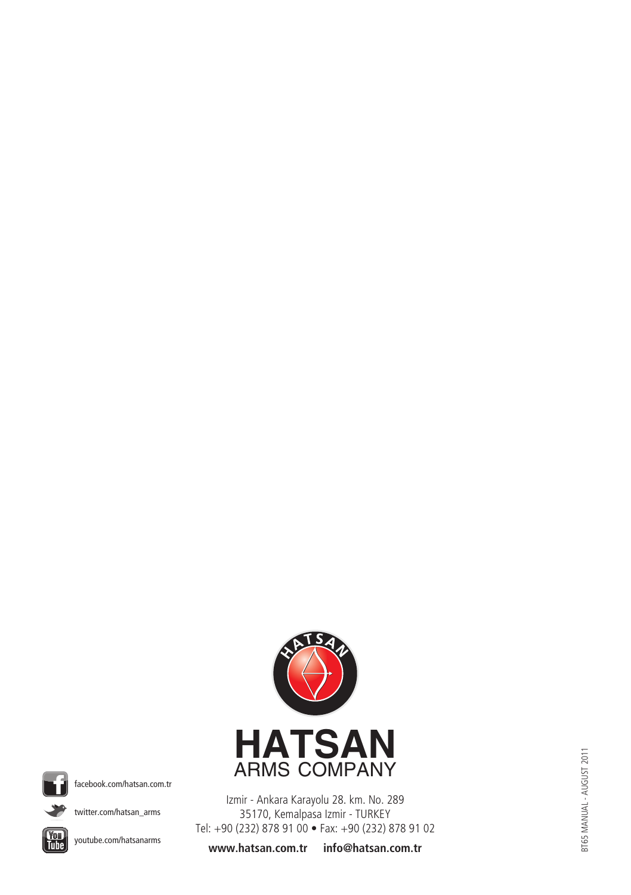HATSAN

ARMS COMPANY

facebook.com/hatsan.com.tr

twitter.com/hatsan_arms

youtube.com/hatsanarms

Izmir - Ankara Karayolu 28. km. No. 289
35170, Kemalpasa Izmir - TURKEY
Tel: +90 (232) 878 91 00 • Fax: +90 (232) 878 91 02

**www.hatsan.com.tr** **info@hatsan.com.tr**

BT65 MANUAL - AUGUST 2011